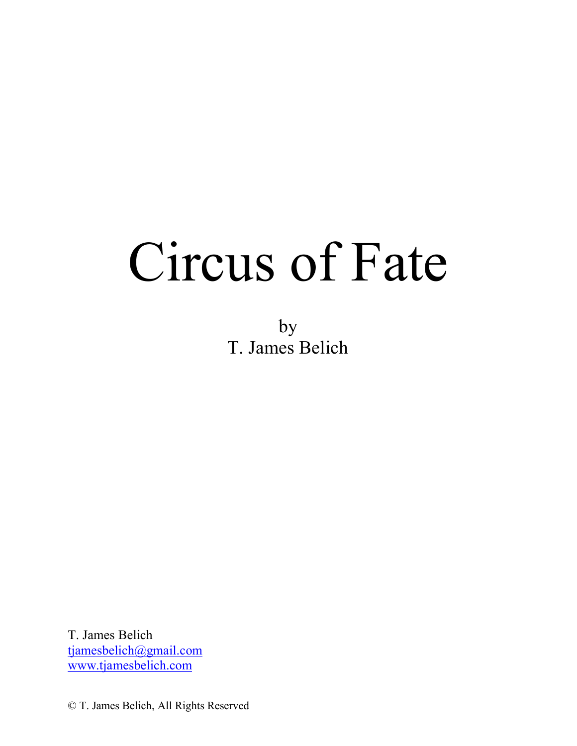# Circus of Fate

by
T. James Belich

T. James Belich
tjamesbelich@gmail.com
www.tjamesbelich.com

© T. James Belich, All Rights Reserved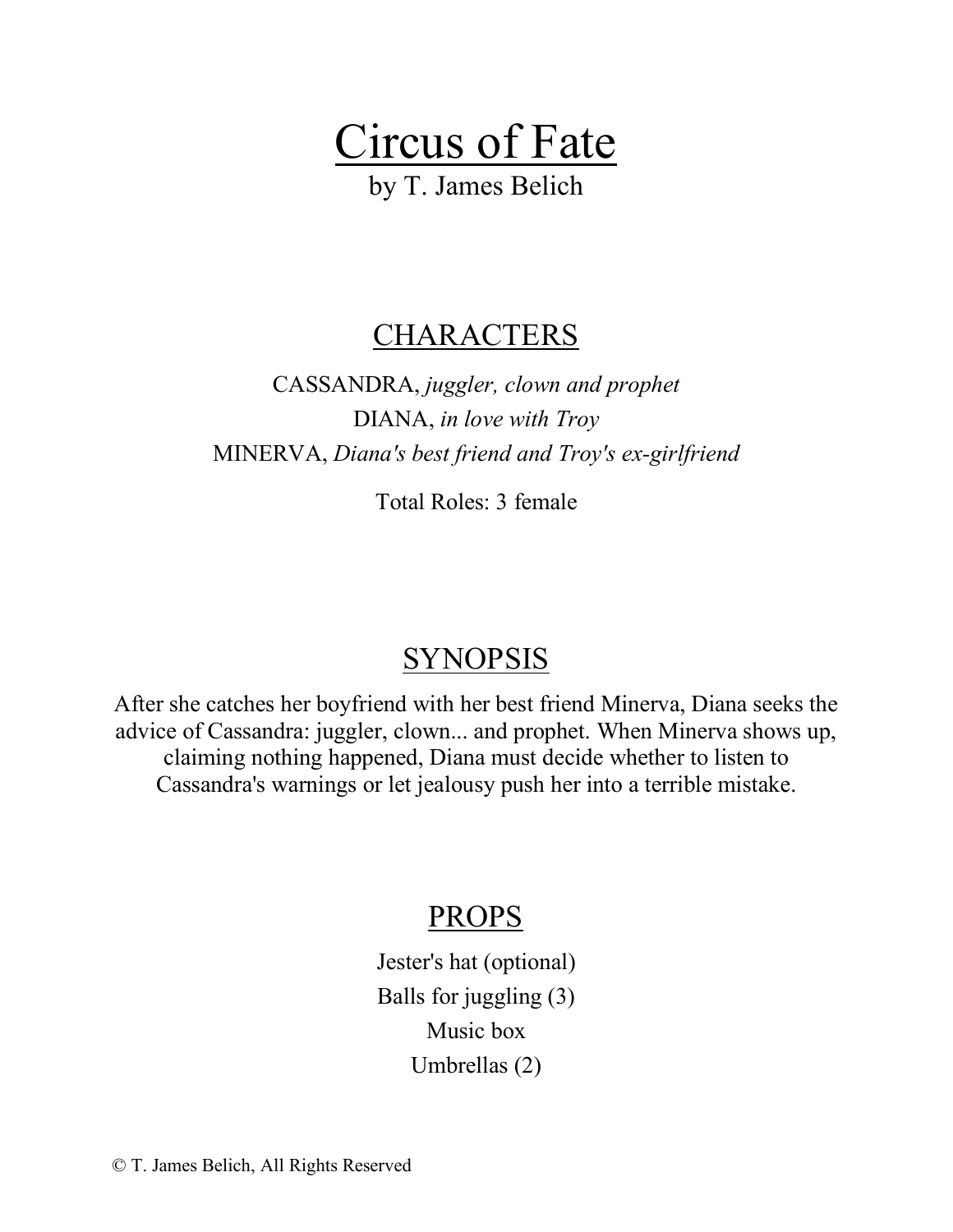# Circus of Fate

by T. James Belich

## CHARACTERS

CASSANDRA, *juggler, clown and prophet*

DIANA, *in love with Troy*

MINERVA, *Diana's best friend and Troy's ex-girlfriend*

Total Roles: 3 female

## SYNOPSIS

After she catches her boyfriend with her best friend Minerva, Diana seeks the advice of Cassandra: juggler, clown... and prophet. When Minerva shows up, claiming nothing happened, Diana must decide whether to listen to Cassandra's warnings or let jealousy push her into a terrible mistake.

## PROPS

Jester's hat (optional)

Balls for juggling (3)

Music box

Umbrellas (2)

© T. James Belich, All Rights Reserved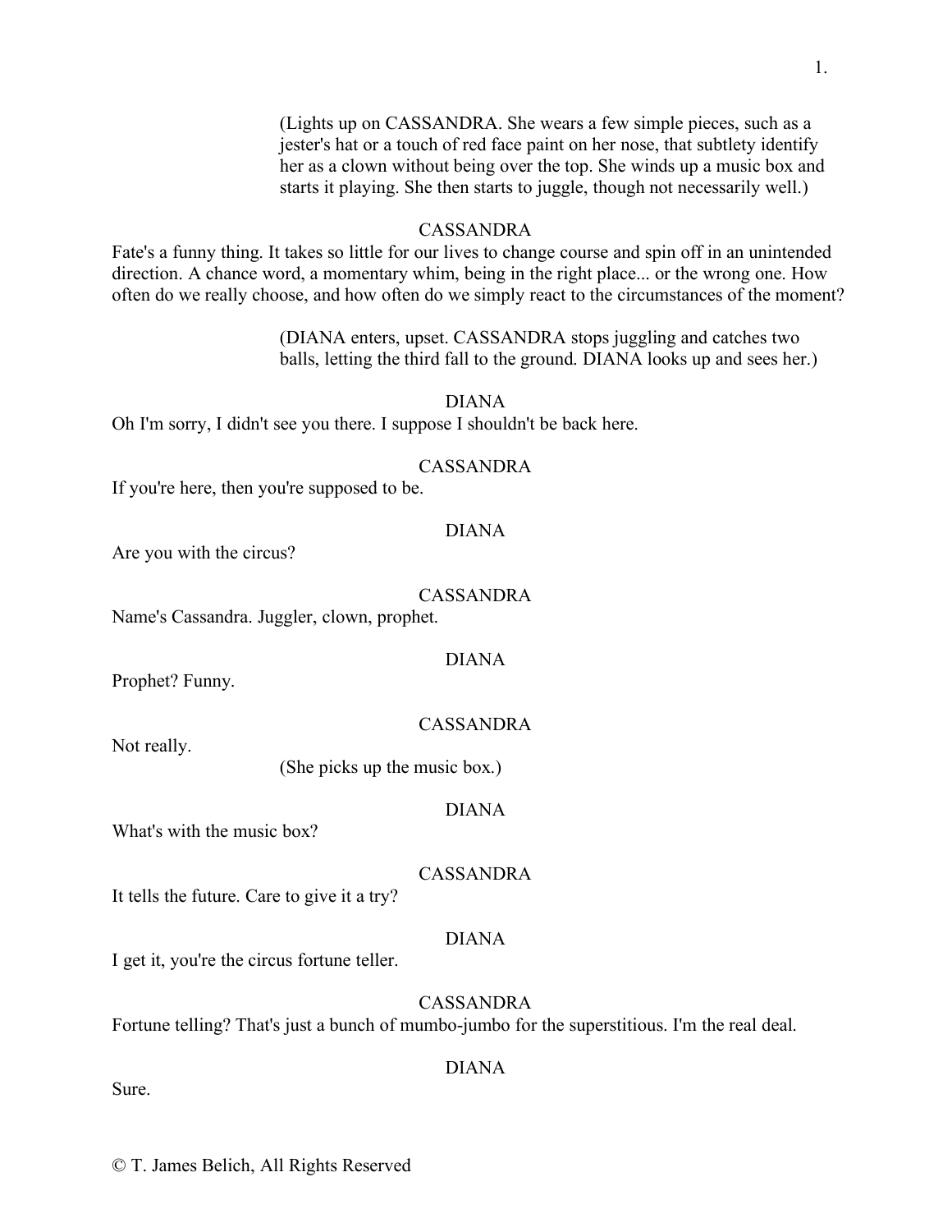(Lights up on CASSANDRA. She wears a few simple pieces, such as a jester's hat or a touch of red face paint on her nose, that subtlety identify her as a clown without being over the top. She winds up a music box and starts it playing. She then starts to juggle, though not necessarily well.)

CASSANDRA

Fate's a funny thing. It takes so little for our lives to change course and spin off in an unintended direction. A chance word, a momentary whim, being in the right place... or the wrong one. How often do we really choose, and how often do we simply react to the circumstances of the moment?

(DIANA enters, upset. CASSANDRA stops juggling and catches two balls, letting the third fall to the ground. DIANA looks up and sees her.)

DIANA

Oh I'm sorry, I didn't see you there. I suppose I shouldn't be back here.

CASSANDRA

If you're here, then you're supposed to be.

DIANA

Are you with the circus?

CASSANDRA

Name's Cassandra. Juggler, clown, prophet.

DIANA

Prophet? Funny.

CASSANDRA

Not really.

(She picks up the music box.)

DIANA

What's with the music box?

CASSANDRA

It tells the future. Care to give it a try?

DIANA

I get it, you're the circus fortune teller.

CASSANDRA

Fortune telling? That's just a bunch of mumbo-jumbo for the superstitious. I'm the real deal.

DIANA

Sure.

© T. James Belich, All Rights Reserved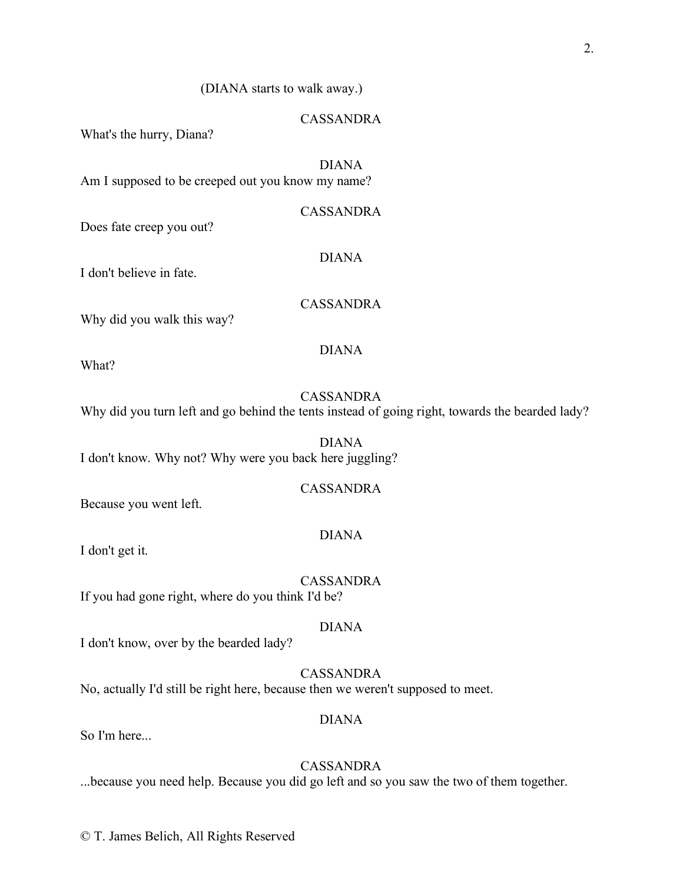(DIANA starts to walk away.)

CASSANDRA

What's the hurry, Diana?

DIANA

Am I supposed to be creeped out you know my name?

CASSANDRA

Does fate creep you out?

DIANA

I don't believe in fate.

CASSANDRA

Why did you walk this way?

DIANA

What?

CASSANDRA

Why did you turn left and go behind the tents instead of going right, towards the bearded lady?

DIANA

I don't know. Why not? Why were you back here juggling?

CASSANDRA

Because you went left.

DIANA

I don't get it.

CASSANDRA

If you had gone right, where do you think I'd be?

DIANA

I don't know, over by the bearded lady?

CASSANDRA

No, actually I'd still be right here, because then we weren't supposed to meet.

DIANA

So I'm here...

CASSANDRA

...because you need help. Because you did go left and so you saw the two of them together.

© T. James Belich, All Rights Reserved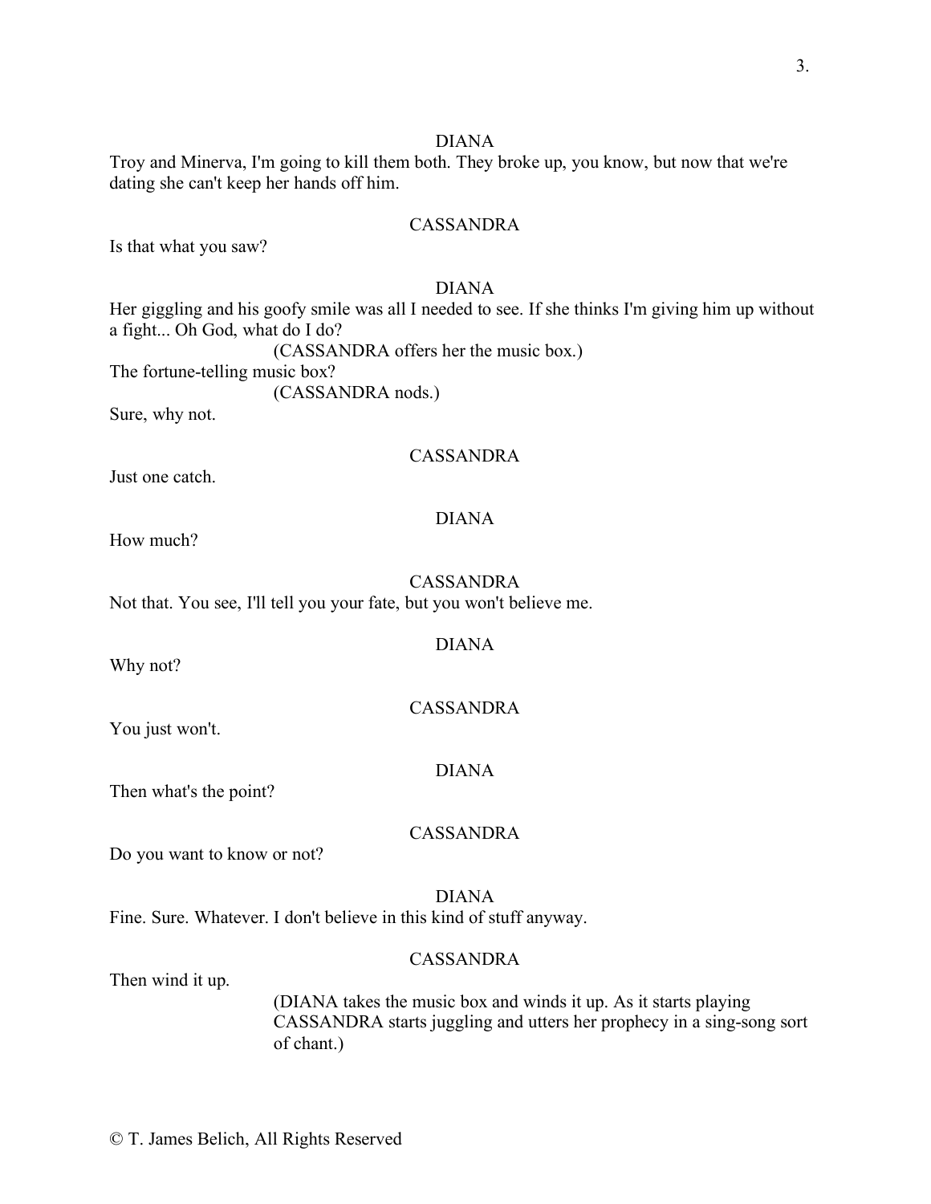DIANA

Troy and Minerva, I'm going to kill them both. They broke up, you know, but now that we're dating she can't keep her hands off him.

CASSANDRA

Is that what you saw?

DIANA

Her giggling and his goofy smile was all I needed to see. If she thinks I'm giving him up without a fight... Oh God, what do I do?

(CASSANDRA offers her the music box.)

The fortune-telling music box?

(CASSANDRA nods.)

Sure, why not.

CASSANDRA

Just one catch.

DIANA

How much?

CASSANDRA

Not that. You see, I'll tell you your fate, but you won't believe me.

DIANA

Why not?

CASSANDRA

You just won't.

DIANA

Then what's the point?

CASSANDRA

Do you want to know or not?

DIANA

Fine. Sure. Whatever. I don't believe in this kind of stuff anyway.

CASSANDRA

Then wind it up.

(DIANA takes the music box and winds it up. As it starts playing CASSANDRA starts juggling and utters her prophecy in a sing-song sort of chant.)

© T. James Belich, All Rights Reserved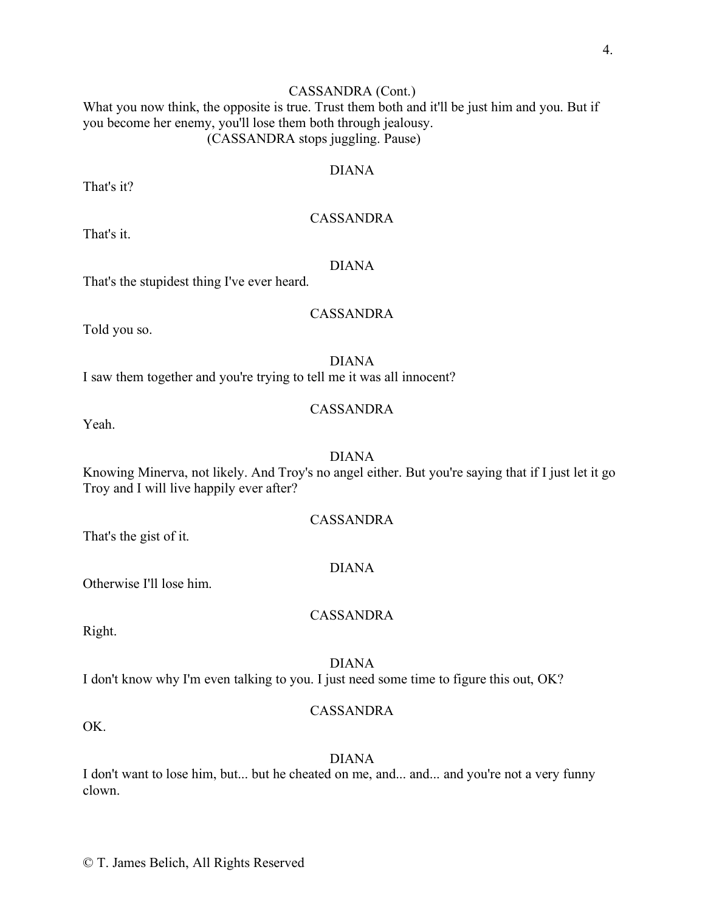CASSANDRA (Cont.)

What you now think, the opposite is true. Trust them both and it'll be just him and you. But if you become her enemy, you'll lose them both through jealousy.

(CASSANDRA stops juggling. Pause)

DIANA

That's it?

CASSANDRA

That's it.

DIANA

That's the stupidest thing I've ever heard.

CASSANDRA

Told you so.

DIANA

I saw them together and you're trying to tell me it was all innocent?

CASSANDRA

Yeah.

DIANA

Knowing Minerva, not likely. And Troy's no angel either. But you're saying that if I just let it go Troy and I will live happily ever after?

CASSANDRA

That's the gist of it.

DIANA

Otherwise I'll lose him.

CASSANDRA

Right.

DIANA

I don't know why I'm even talking to you. I just need some time to figure this out, OK?

CASSANDRA

OK.

DIANA

I don't want to lose him, but... but he cheated on me, and... and... and you're not a very funny clown.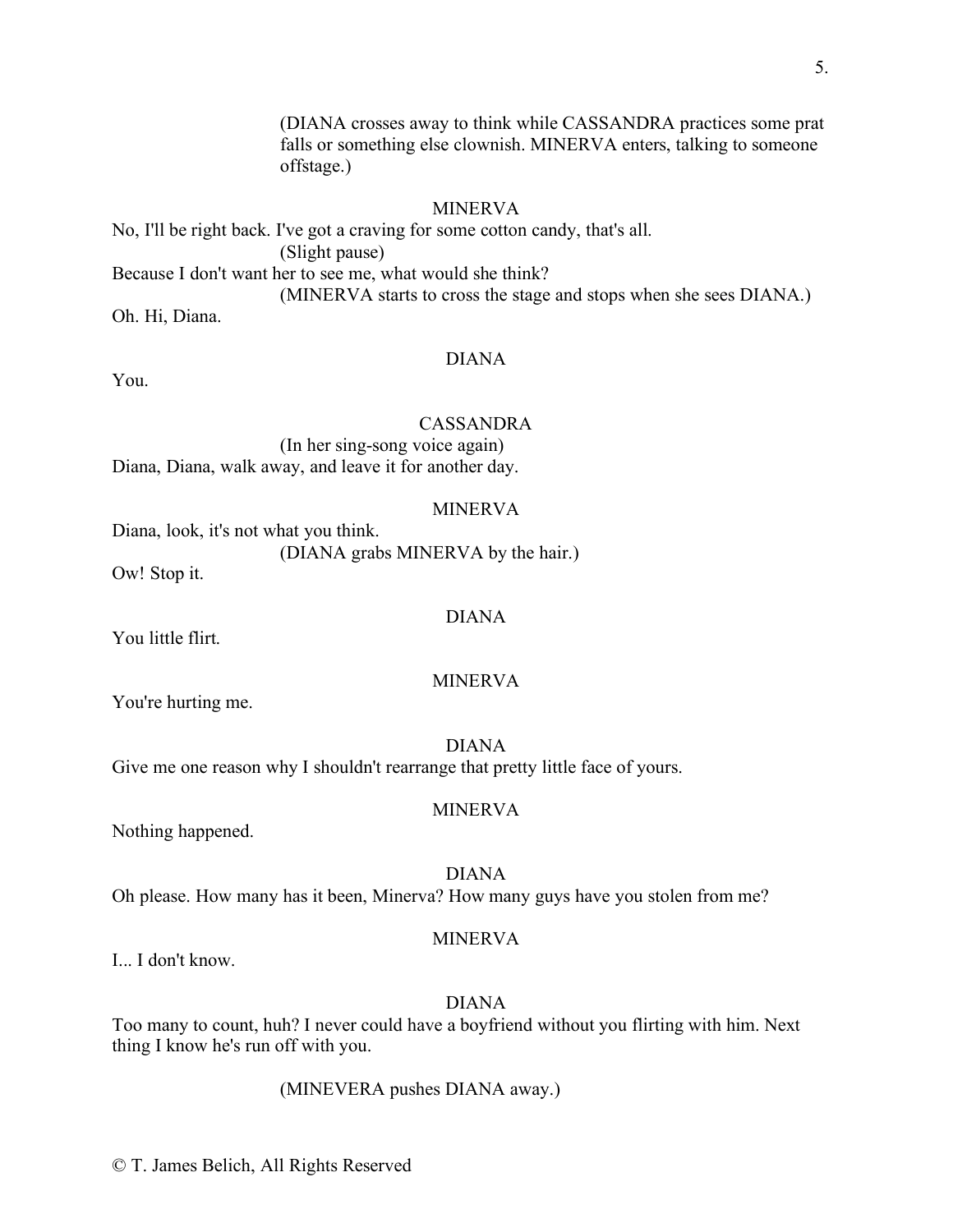(DIANA crosses away to think while CASSANDRA practices some prat falls or something else clownish. MINERVA enters, talking to someone offstage.)

MINERVA

No, I'll be right back. I've got a craving for some cotton candy, that's all.

(Slight pause)

Because I don't want her to see me, what would she think?

(MINERVA starts to cross the stage and stops when she sees DIANA.)

Oh. Hi, Diana.

DIANA

You.

CASSANDRA

(In her sing-song voice again)

Diana, Diana, walk away, and leave it for another day.

MINERVA

Diana, look, it's not what you think.

(DIANA grabs MINERVA by the hair.)

Ow! Stop it.

DIANA

You little flirt.

MINERVA

You're hurting me.

DIANA

Give me one reason why I shouldn't rearrange that pretty little face of yours.

MINERVA

Nothing happened.

DIANA

Oh please. How many has it been, Minerva? How many guys have you stolen from me?

MINERVA

I... I don't know.

DIANA

Too many to count, huh? I never could have a boyfriend without you flirting with him. Next thing I know he's run off with you.

(MINEVERA pushes DIANA away.)

© T. James Belich, All Rights Reserved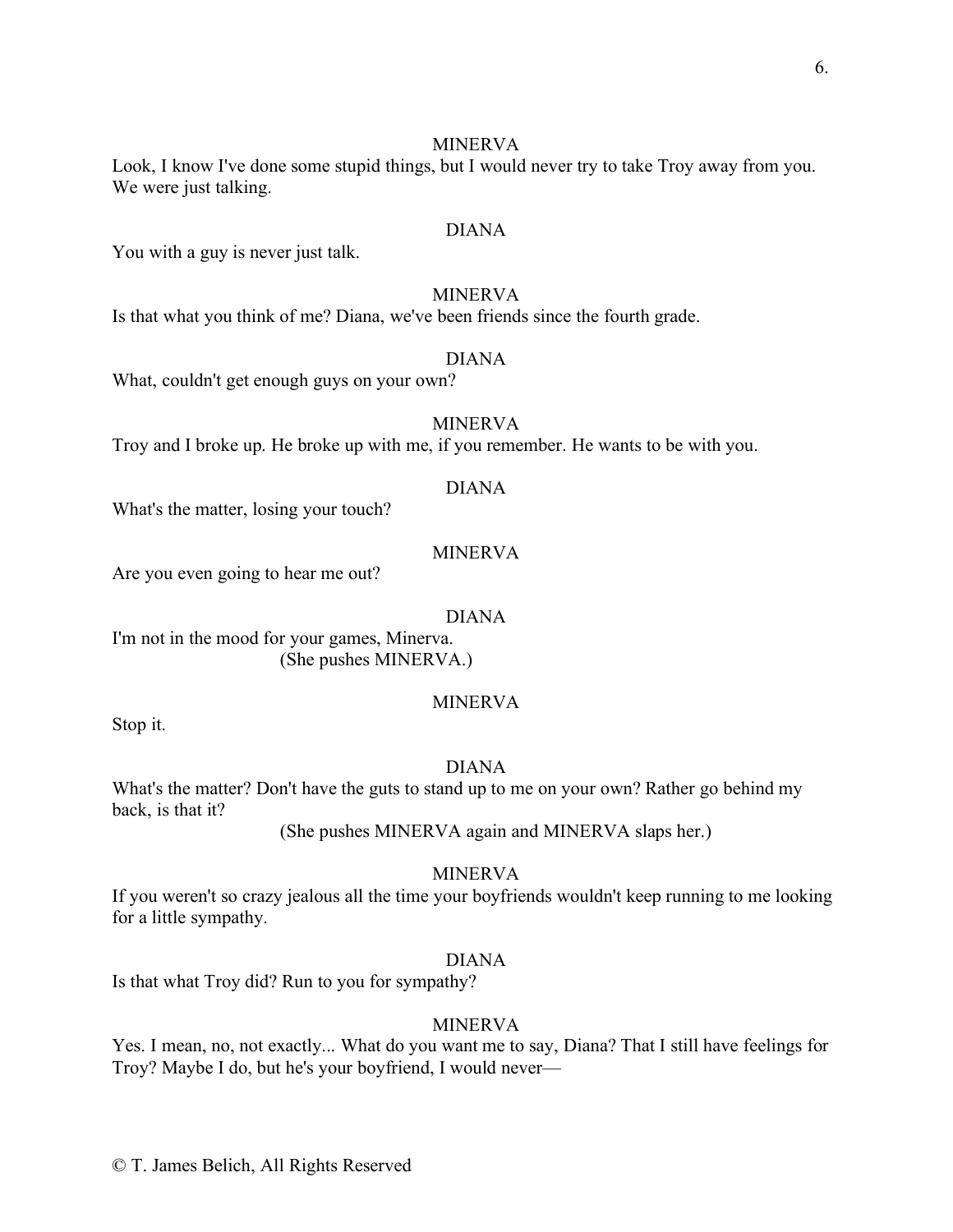MINERVA

Look, I know I've done some stupid things, but I would never try to take Troy away from you. We were just talking.

DIANA

You with a guy is never just talk.

MINERVA

Is that what you think of me? Diana, we've been friends since the fourth grade.

DIANA

What, couldn't get enough guys on your own?

MINERVA

Troy and I broke up. He broke up with me, if you remember. He wants to be with you.

DIANA

What's the matter, losing your touch?

MINERVA

Are you even going to hear me out?

DIANA

I'm not in the mood for your games, Minerva.

(She pushes MINERVA.)

MINERVA

Stop it.

DIANA

What's the matter? Don't have the guts to stand up to me on your own? Rather go behind my back, is that it?

(She pushes MINERVA again and MINERVA slaps her.)

MINERVA

If you weren't so crazy jealous all the time your boyfriends wouldn't keep running to me looking for a little sympathy.

DIANA

Is that what Troy did? Run to you for sympathy?

MINERVA

Yes. I mean, no, not exactly... What do you want me to say, Diana? That I still have feelings for Troy? Maybe I do, but he's your boyfriend, I would never—

© T. James Belich, All Rights Reserved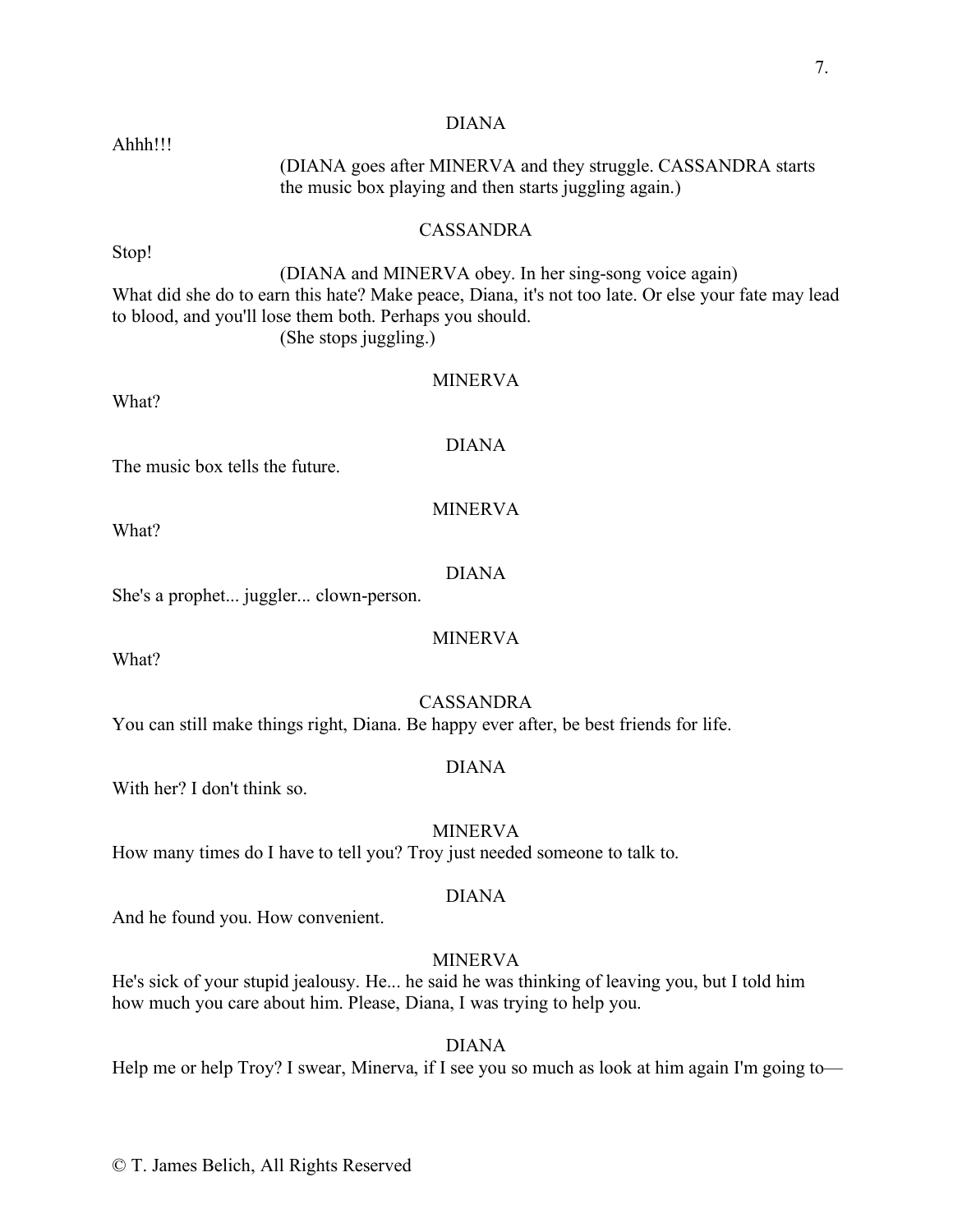DIANA

Ahhh!!!

(DIANA goes after MINERVA and they struggle. CASSANDRA starts the music box playing and then starts juggling again.)

CASSANDRA

Stop!

(DIANA and MINERVA obey. In her sing-song voice again)

What did she do to earn this hate? Make peace, Diana, it's not too late. Or else your fate may lead to blood, and you'll lose them both. Perhaps you should.

(She stops juggling.)

MINERVA

What?

DIANA

The music box tells the future.

MINERVA

What?

DIANA

She's a prophet... juggler... clown-person.

MINERVA

What?

CASSANDRA

You can still make things right, Diana. Be happy ever after, be best friends for life.

DIANA

With her? I don't think so.

MINERVA

How many times do I have to tell you? Troy just needed someone to talk to.

DIANA

And he found you. How convenient.

MINERVA

He's sick of your stupid jealousy. He... he said he was thinking of leaving you, but I told him how much you care about him. Please, Diana, I was trying to help you.

DIANA

Help me or help Troy? I swear, Minerva, if I see you so much as look at him again I'm going to—

© T. James Belich, All Rights Reserved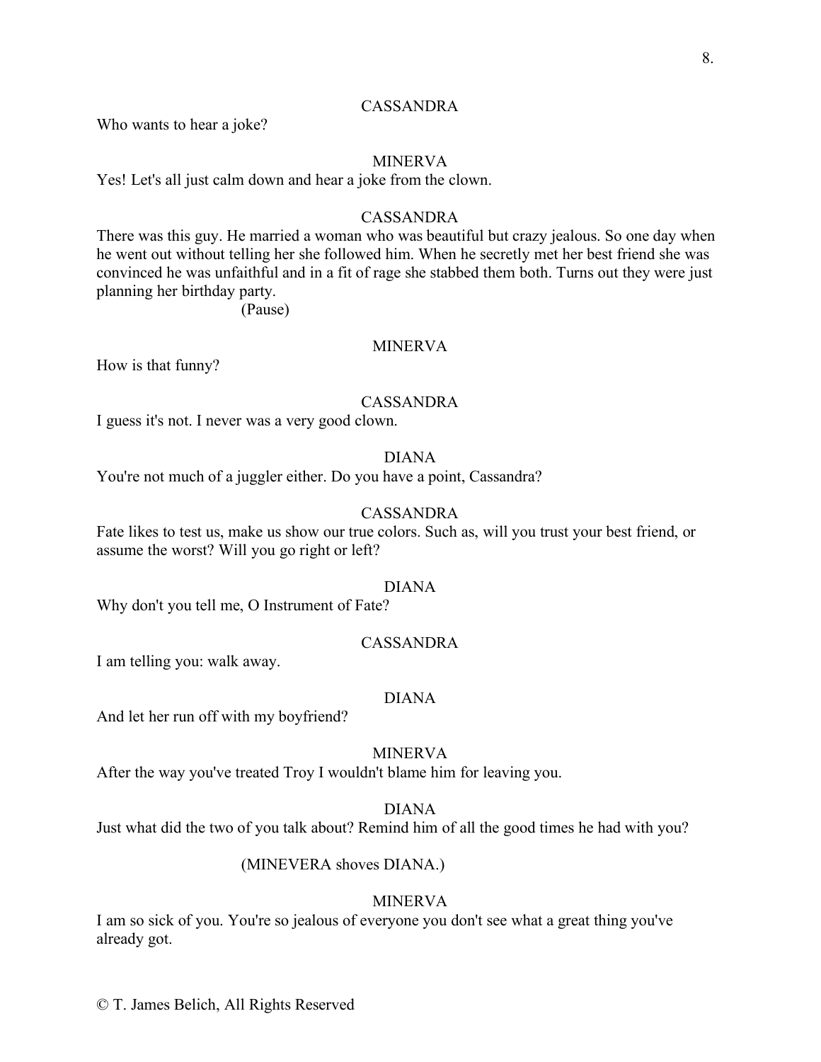CASSANDRA

Who wants to hear a joke?

MINERVA

Yes! Let's all just calm down and hear a joke from the clown.

CASSANDRA

There was this guy. He married a woman who was beautiful but crazy jealous. So one day when he went out without telling her she followed him. When he secretly met her best friend she was convinced he was unfaithful and in a fit of rage she stabbed them both. Turns out they were just planning her birthday party.

(Pause)

MINERVA

How is that funny?

CASSANDRA

I guess it's not. I never was a very good clown.

DIANA

You're not much of a juggler either. Do you have a point, Cassandra?

CASSANDRA

Fate likes to test us, make us show our true colors. Such as, will you trust your best friend, or assume the worst? Will you go right or left?

DIANA

Why don't you tell me, O Instrument of Fate?

CASSANDRA

I am telling you: walk away.

DIANA

And let her run off with my boyfriend?

MINERVA

After the way you've treated Troy I wouldn't blame him for leaving you.

DIANA

Just what did the two of you talk about? Remind him of all the good times he had with you?

(MINEVERA shoves DIANA.)

MINERVA

I am so sick of you. You're so jealous of everyone you don't see what a great thing you've already got.

© T. James Belich, All Rights Reserved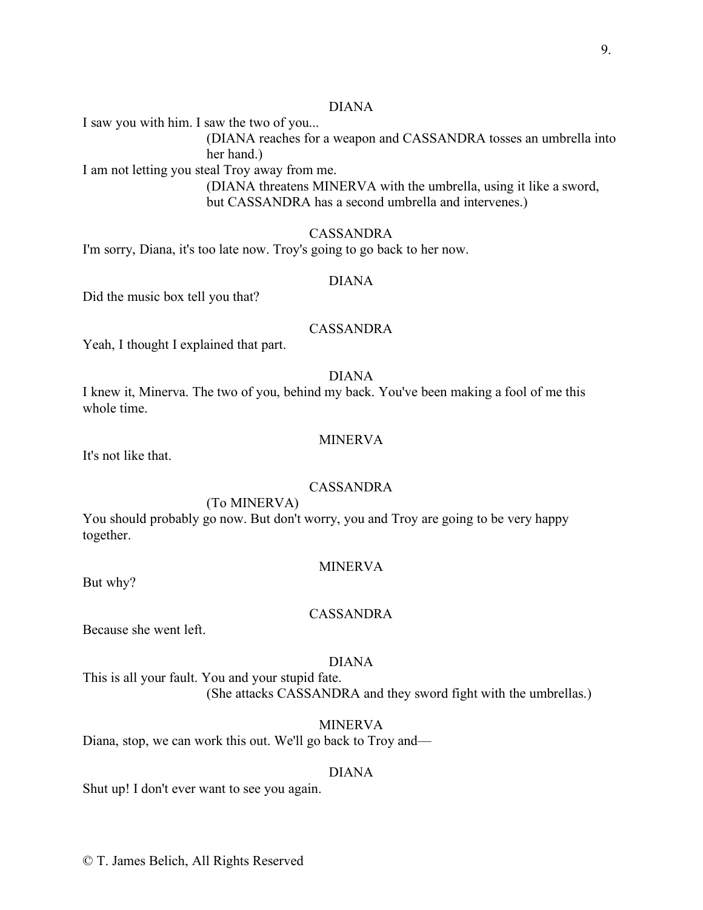DIANA

I saw you with him. I saw the two of you...

(DIANA reaches for a weapon and CASSANDRA tosses an umbrella into her hand.)

I am not letting you steal Troy away from me.

(DIANA threatens MINERVA with the umbrella, using it like a sword, but CASSANDRA has a second umbrella and intervenes.)

CASSANDRA

I'm sorry, Diana, it's too late now. Troy's going to go back to her now.

DIANA

Did the music box tell you that?

CASSANDRA

Yeah, I thought I explained that part.

DIANA

I knew it, Minerva. The two of you, behind my back. You've been making a fool of me this whole time.

MINERVA

It's not like that.

CASSANDRA

(To MINERVA)

You should probably go now. But don't worry, you and Troy are going to be very happy together.

MINERVA

But why?

CASSANDRA

Because she went left.

DIANA

This is all your fault. You and your stupid fate.

(She attacks CASSANDRA and they sword fight with the umbrellas.)

MINERVA

Diana, stop, we can work this out. We'll go back to Troy and—

DIANA

Shut up! I don't ever want to see you again.

© T. James Belich, All Rights Reserved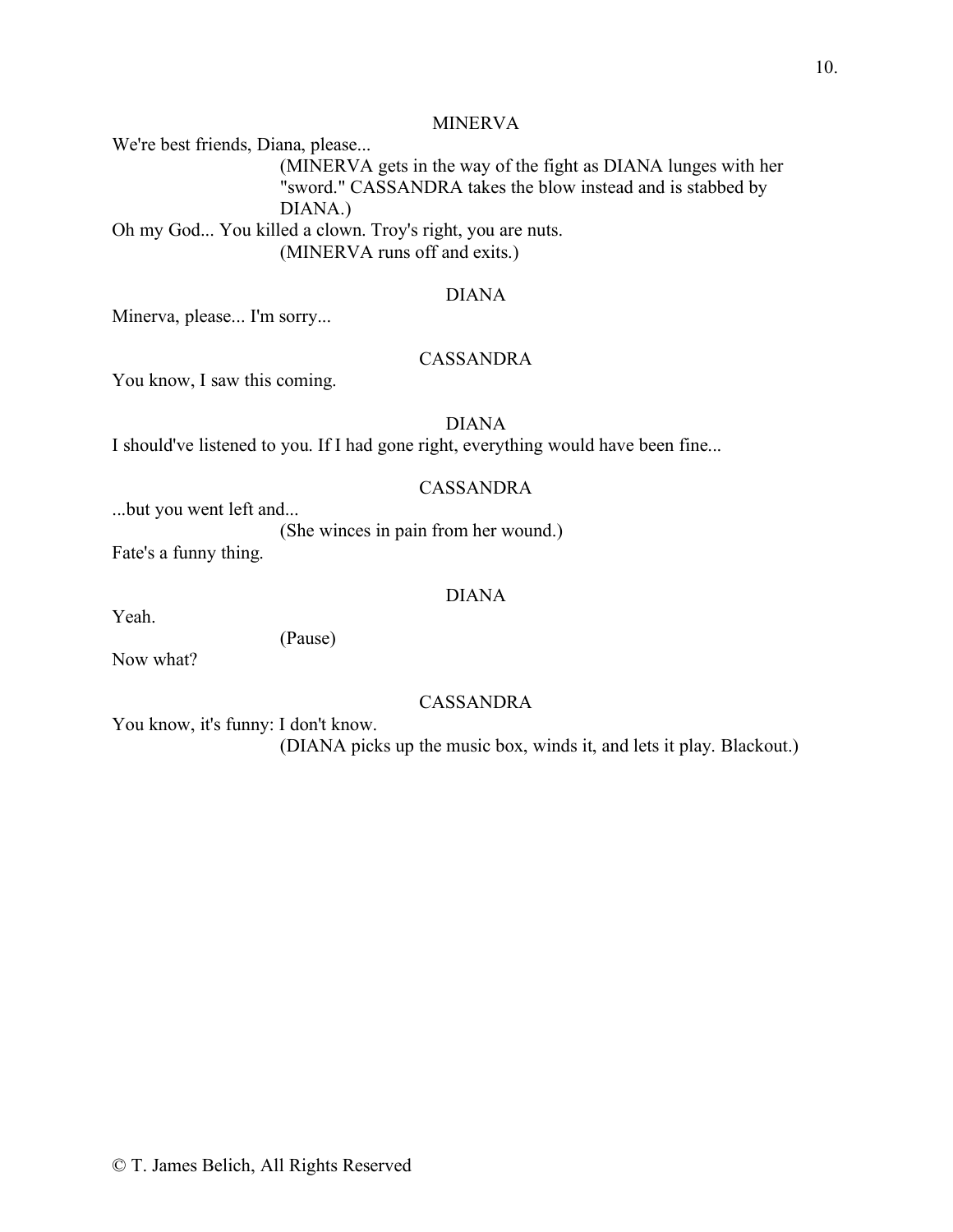MINERVA

We're best friends, Diana, please...

(MINERVA gets in the way of the fight as DIANA lunges with her "sword." CASSANDRA takes the blow instead and is stabbed by DIANA.)

Oh my God... You killed a clown. Troy's right, you are nuts.

(MINERVA runs off and exits.)

DIANA

Minerva, please... I'm sorry...

CASSANDRA

You know, I saw this coming.

DIANA

I should've listened to you. If I had gone right, everything would have been fine...

CASSANDRA

...but you went left and...

(She winces in pain from her wound.)

Fate's a funny thing.

DIANA

Yeah.

(Pause)

Now what?

CASSANDRA

You know, it's funny: I don't know.

(DIANA picks up the music box, winds it, and lets it play. Blackout.)

© T. James Belich, All Rights Reserved